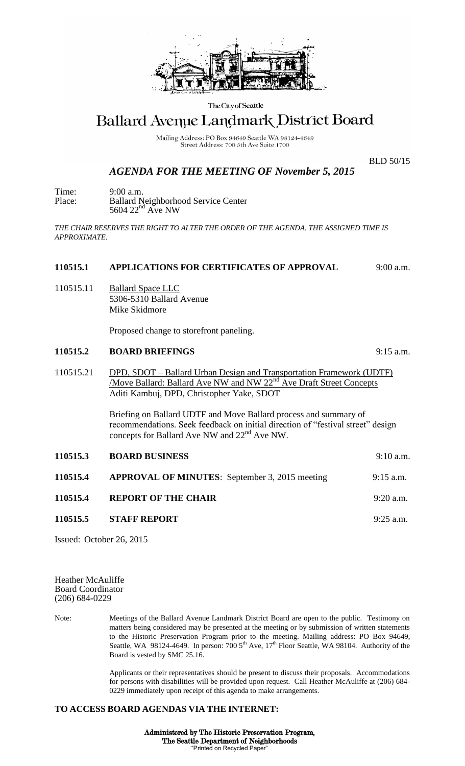The City of Seattle

# Ballard Avenue Landmark District Board

Mailing Address: PO Box 94649 Seattle WA 98124-4649
Street Address: 700 5th Ave Suite 1700

BLD 50/15

## *AGENDA FOR THE MEETING OF November 5, 2015*

Time: 9:00 a.m.
Place: Ballard Neighborhood Service Center
5604 22nd Ave NW

*THE CHAIR RESERVES THE RIGHT TO ALTER THE ORDER OF THE AGENDA. THE ASSIGNED TIME IS APPROXIMATE.*

**110515.1 APPLICATIONS FOR CERTIFICATES OF APPROVAL** 9:00 a.m.

110515.11 Ballard Space LLC
5306-5310 Ballard Avenue
Mike Skidmore

Proposed change to storefront paneling.

**110515.2 BOARD BRIEFINGS** 9:15 a.m.

110515.21 DPD, SDOT – Ballard Urban Design and Transportation Framework (UDTF) /Move Ballard: Ballard Ave NW and NW 22nd Ave Draft Street Concepts
Aditi Kambuj, DPD, Christopher Yake, SDOT

Briefing on Ballard UDTF and Move Ballard process and summary of recommendations. Seek feedback on initial direction of "festival street" design concepts for Ballard Ave NW and 22nd Ave NW.

**110515.3 BOARD BUSINESS** 9:10 a.m.

**110515.4 APPROVAL OF MINUTES**: September 3, 2015 meeting 9:15 a.m.

**110515.4 REPORT OF THE CHAIR** 9:20 a.m.

**110515.5 STAFF REPORT** 9:25 a.m.

Issued: October 26, 2015

Heather McAuliffe
Board Coordinator
(206) 684-0229

Note: Meetings of the Ballard Avenue Landmark District Board are open to the public. Testimony on matters being considered may be presented at the meeting or by submission of written statements to the Historic Preservation Program prior to the meeting. Mailing address: PO Box 94649, Seattle, WA 98124-4649. In person: 700 5th Ave, 17th Floor Seattle, WA 98104. Authority of the Board is vested by SMC 25.16.

Applicants or their representatives should be present to discuss their proposals. Accommodations for persons with disabilities will be provided upon request. Call Heather McAuliffe at (206) 684-0229 immediately upon receipt of this agenda to make arrangements.

**TO ACCESS BOARD AGENDAS VIA THE INTERNET:**

**Administered by The Historic Preservation Program,**
**The Seattle Department of Neighborhoods**
"Printed on Recycled Paper"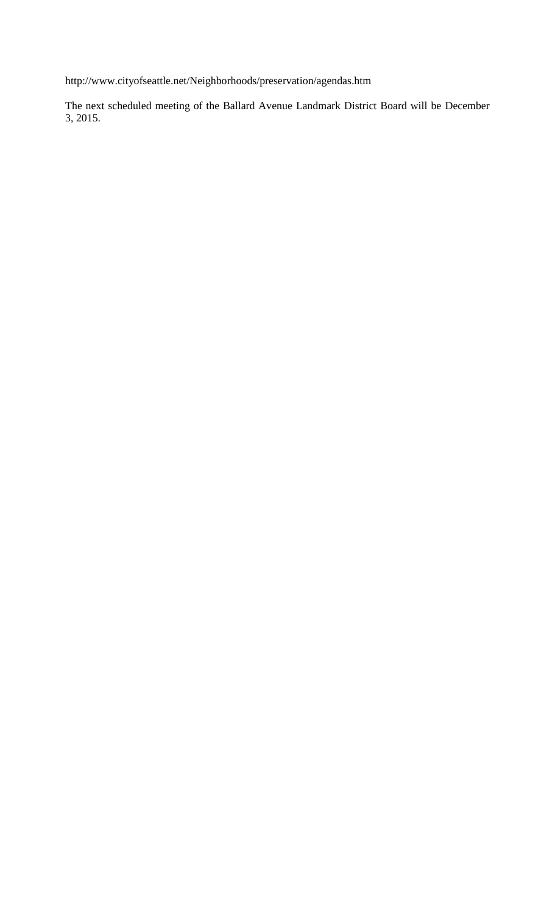http://www.cityofseattle.net/Neighborhoods/preservation/agendas.htm

The next scheduled meeting of the Ballard Avenue Landmark District Board will be December 3, 2015.